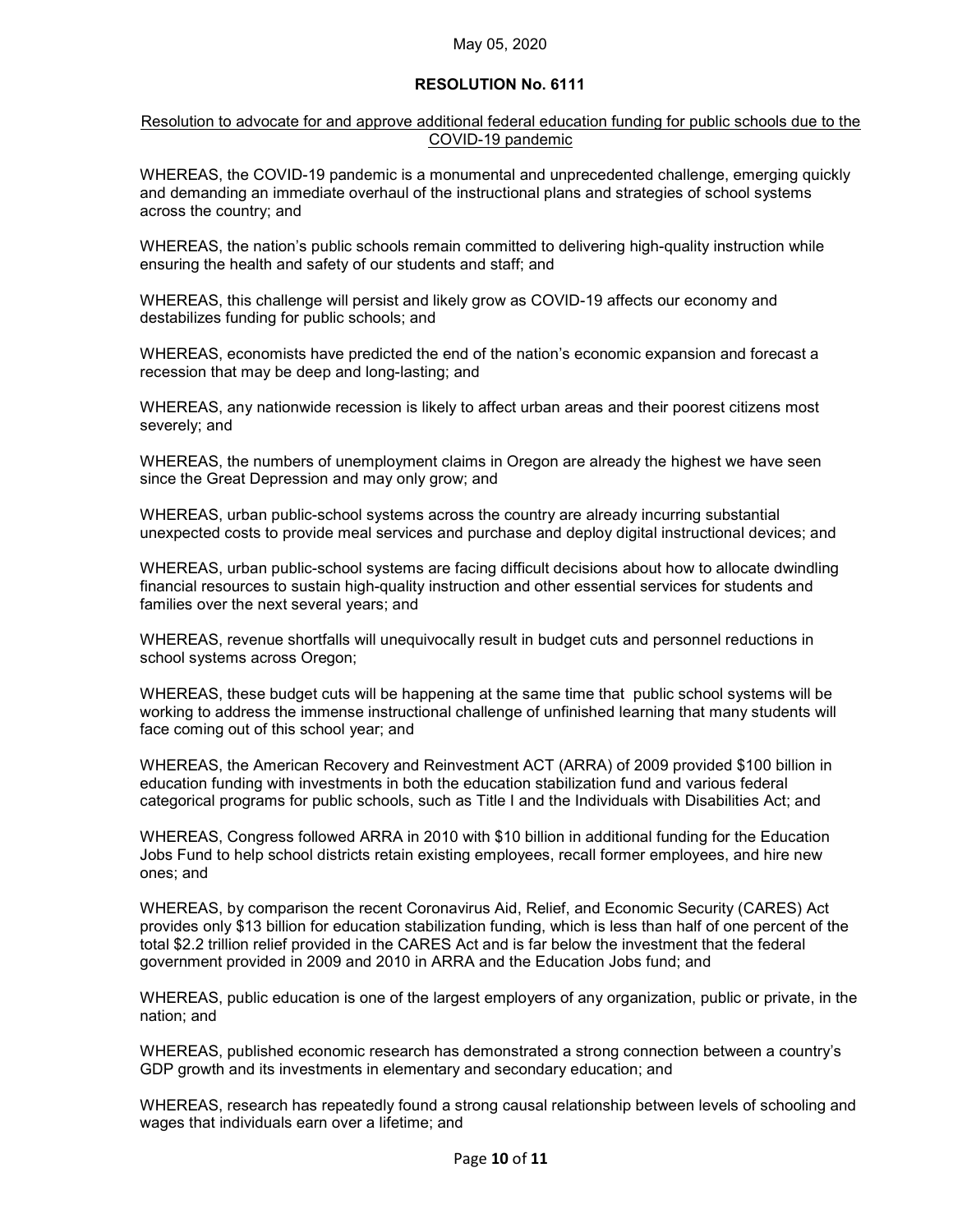May 05, 2020

**RESOLUTION No. 6111**

<u>Resolution to advocate for and approve additional federal education funding for public schools due to the COVID-19 pandemic</u>

WHEREAS, the COVID-19 pandemic is a monumental and unprecedented challenge, emerging quickly and demanding an immediate overhaul of the instructional plans and strategies of school systems across the country; and

WHEREAS, the nation's public schools remain committed to delivering high-quality instruction while ensuring the health and safety of our students and staff; and

WHEREAS, this challenge will persist and likely grow as COVID-19 affects our economy and destabilizes funding for public schools; and

WHEREAS, economists have predicted the end of the nation's economic expansion and forecast a recession that may be deep and long-lasting; and

WHEREAS, any nationwide recession is likely to affect urban areas and their poorest citizens most severely; and

WHEREAS, the numbers of unemployment claims in Oregon are already the highest we have seen since the Great Depression and may only grow; and

WHEREAS, urban public-school systems across the country are already incurring substantial unexpected costs to provide meal services and purchase and deploy digital instructional devices; and

WHEREAS, urban public-school systems are facing difficult decisions about how to allocate dwindling financial resources to sustain high-quality instruction and other essential services for students and families over the next several years; and

WHEREAS, revenue shortfalls will unequivocally result in budget cuts and personnel reductions in school systems across Oregon;

WHEREAS, these budget cuts will be happening at the same time that public school systems will be working to address the immense instructional challenge of unfinished learning that many students will face coming out of this school year; and

WHEREAS, the American Recovery and Reinvestment ACT (ARRA) of 2009 provided $100 billion in education funding with investments in both the education stabilization fund and various federal categorical programs for public schools, such as Title I and the Individuals with Disabilities Act; and

WHEREAS, Congress followed ARRA in 2010 with $10 billion in additional funding for the Education Jobs Fund to help school districts retain existing employees, recall former employees, and hire new ones; and

WHEREAS, by comparison the recent Coronavirus Aid, Relief, and Economic Security (CARES) Act provides only $13 billion for education stabilization funding, which is less than half of one percent of the total $2.2 trillion relief provided in the CARES Act and is far below the investment that the federal government provided in 2009 and 2010 in ARRA and the Education Jobs fund; and

WHEREAS, public education is one of the largest employers of any organization, public or private, in the nation; and

WHEREAS, published economic research has demonstrated a strong connection between a country's GDP growth and its investments in elementary and secondary education; and

WHEREAS, research has repeatedly found a strong causal relationship between levels of schooling and wages that individuals earn over a lifetime; and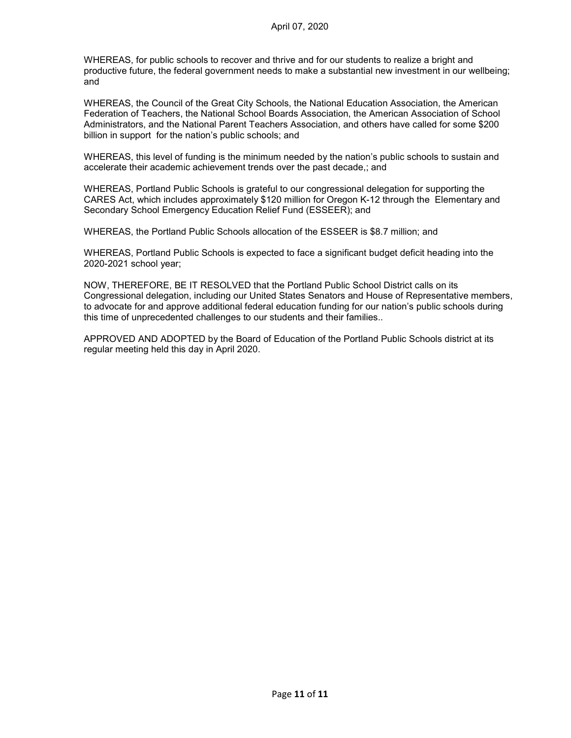WHEREAS, for public schools to recover and thrive and for our students to realize a bright and productive future, the federal government needs to make a substantial new investment in our wellbeing; and

WHEREAS, the Council of the Great City Schools, the National Education Association, the American Federation of Teachers, the National School Boards Association, the American Association of School Administrators, and the National Parent Teachers Association, and others have called for some $200 billion in support for the nation's public schools; and

WHEREAS, this level of funding is the minimum needed by the nation's public schools to sustain and accelerate their academic achievement trends over the past decade,; and

WHEREAS, Portland Public Schools is grateful to our congressional delegation for supporting the CARES Act, which includes approximately $120 million for Oregon K-12 through the Elementary and Secondary School Emergency Education Relief Fund (ESSEER); and

WHEREAS, the Portland Public Schools allocation of the ESSEER is $8.7 million; and

WHEREAS, Portland Public Schools is expected to face a significant budget deficit heading into the 2020-2021 school year;

NOW, THEREFORE, BE IT RESOLVED that the Portland Public School District calls on its Congressional delegation, including our United States Senators and House of Representative members, to advocate for and approve additional federal education funding for our nation's public schools during this time of unprecedented challenges to our students and their families..

APPROVED AND ADOPTED by the Board of Education of the Portland Public Schools district at its regular meeting held this day in April 2020.